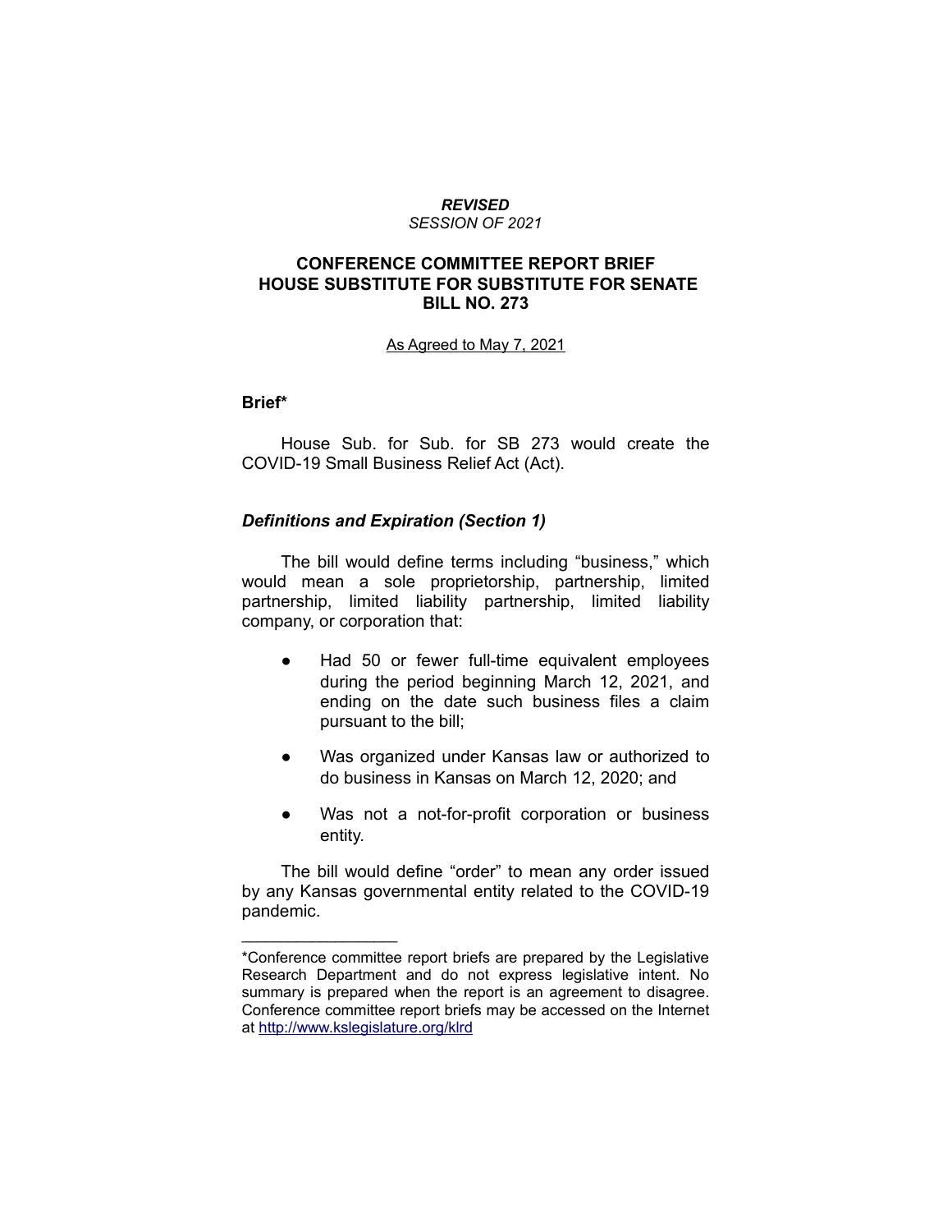***REVISED***
*SESSION OF 2021*

# CONFERENCE COMMITTEE REPORT BRIEF HOUSE SUBSTITUTE FOR SUBSTITUTE FOR SENATE BILL NO. 273

As Agreed to May 7, 2021

## Brief*

House Sub. for Sub. for SB 273 would create the COVID-19 Small Business Relief Act (Act).

### *Definitions and Expiration (Section 1)*

The bill would define terms including "business," which would mean a sole proprietorship, partnership, limited partnership, limited liability partnership, limited liability company, or corporation that:

- Had 50 or fewer full-time equivalent employees during the period beginning March 12, 2021, and ending on the date such business files a claim pursuant to the bill;
- Was organized under Kansas law or authorized to do business in Kansas on March 12, 2020; and
- Was not a not-for-profit corporation or business entity.

The bill would define "order" to mean any order issued by any Kansas governmental entity related to the COVID-19 pandemic.

---

*Conference committee report briefs are prepared by the Legislative Research Department and do not express legislative intent. No summary is prepared when the report is an agreement to disagree. Conference committee report briefs may be accessed on the Internet at http://www.kslegislature.org/klrd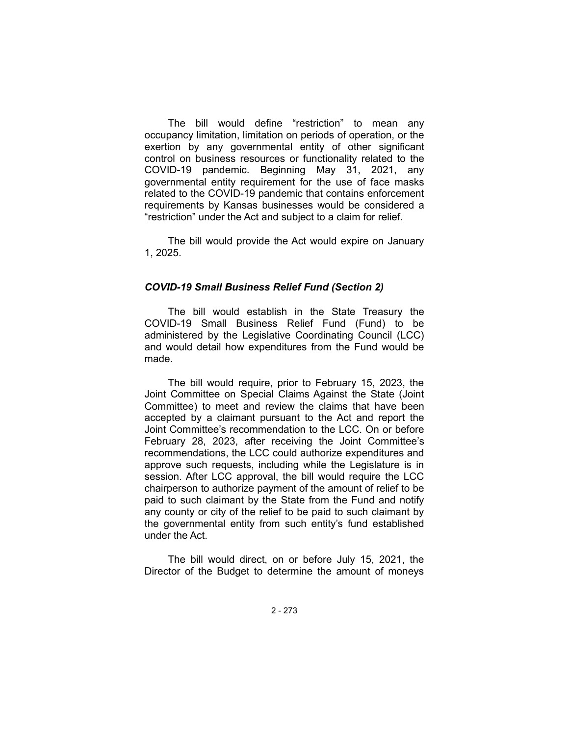The bill would define "restriction" to mean any occupancy limitation, limitation on periods of operation, or the exertion by any governmental entity of other significant control on business resources or functionality related to the COVID-19 pandemic. Beginning May 31, 2021, any governmental entity requirement for the use of face masks related to the COVID-19 pandemic that contains enforcement requirements by Kansas businesses would be considered a "restriction" under the Act and subject to a claim for relief.

The bill would provide the Act would expire on January 1, 2025.

### *COVID-19 Small Business Relief Fund (Section 2)*

The bill would establish in the State Treasury the COVID-19 Small Business Relief Fund (Fund) to be administered by the Legislative Coordinating Council (LCC) and would detail how expenditures from the Fund would be made.

The bill would require, prior to February 15, 2023, the Joint Committee on Special Claims Against the State (Joint Committee) to meet and review the claims that have been accepted by a claimant pursuant to the Act and report the Joint Committee's recommendation to the LCC. On or before February 28, 2023, after receiving the Joint Committee's recommendations, the LCC could authorize expenditures and approve such requests, including while the Legislature is in session. After LCC approval, the bill would require the LCC chairperson to authorize payment of the amount of relief to be paid to such claimant by the State from the Fund and notify any county or city of the relief to be paid to such claimant by the governmental entity from such entity's fund established under the Act.

The bill would direct, on or before July 15, 2021, the Director of the Budget to determine the amount of moneys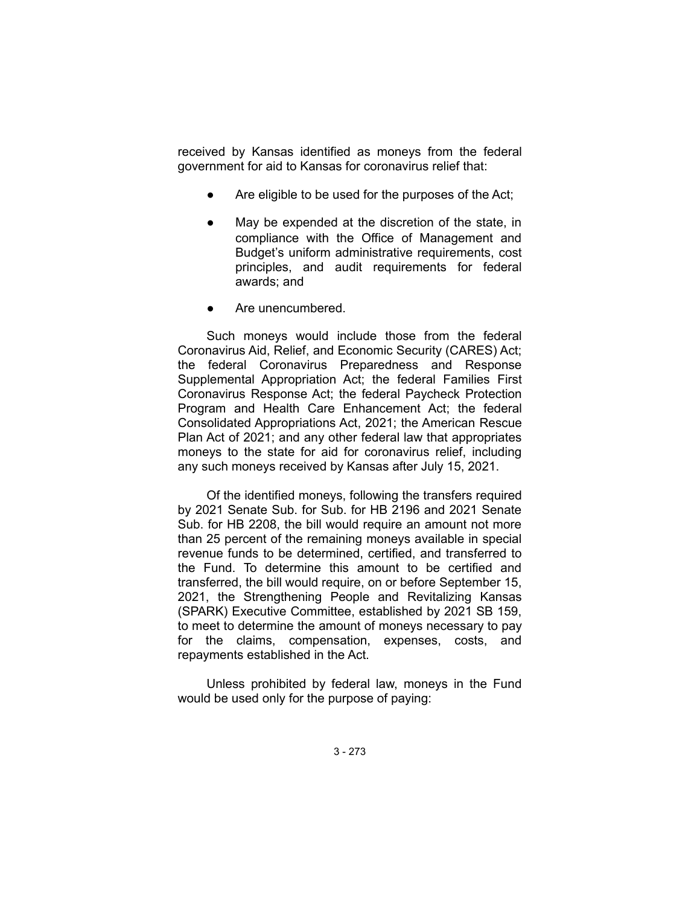received by Kansas identified as moneys from the federal government for aid to Kansas for coronavirus relief that:

- Are eligible to be used for the purposes of the Act;
- May be expended at the discretion of the state, in compliance with the Office of Management and Budget's uniform administrative requirements, cost principles, and audit requirements for federal awards; and
- Are unencumbered.

Such moneys would include those from the federal Coronavirus Aid, Relief, and Economic Security (CARES) Act; the federal Coronavirus Preparedness and Response Supplemental Appropriation Act; the federal Families First Coronavirus Response Act; the federal Paycheck Protection Program and Health Care Enhancement Act; the federal Consolidated Appropriations Act, 2021; the American Rescue Plan Act of 2021; and any other federal law that appropriates moneys to the state for aid for coronavirus relief, including any such moneys received by Kansas after July 15, 2021.

Of the identified moneys, following the transfers required by 2021 Senate Sub. for Sub. for HB 2196 and 2021 Senate Sub. for HB 2208, the bill would require an amount not more than 25 percent of the remaining moneys available in special revenue funds to be determined, certified, and transferred to the Fund. To determine this amount to be certified and transferred, the bill would require, on or before September 15, 2021, the Strengthening People and Revitalizing Kansas (SPARK) Executive Committee, established by 2021 SB 159, to meet to determine the amount of moneys necessary to pay for the claims, compensation, expenses, costs, and repayments established in the Act.

Unless prohibited by federal law, moneys in the Fund would be used only for the purpose of paying: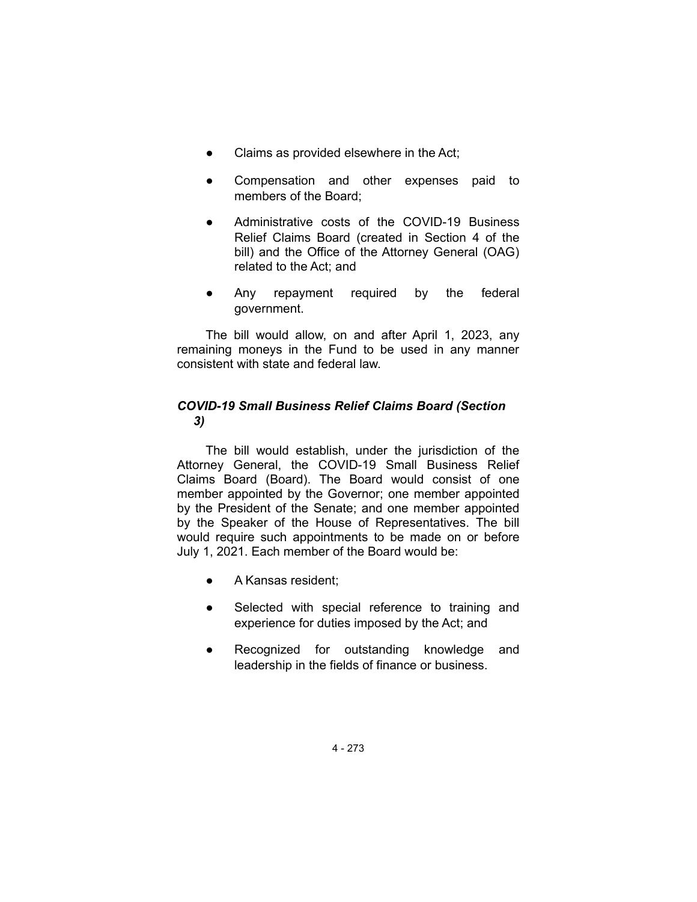- Claims as provided elsewhere in the Act;
- Compensation and other expenses paid to members of the Board;
- Administrative costs of the COVID-19 Business Relief Claims Board (created in Section 4 of the bill) and the Office of the Attorney General (OAG) related to the Act; and
- Any repayment required by the federal government.

The bill would allow, on and after April 1, 2023, any remaining moneys in the Fund to be used in any manner consistent with state and federal law.

### *COVID-19 Small Business Relief Claims Board (Section 3)*

The bill would establish, under the jurisdiction of the Attorney General, the COVID-19 Small Business Relief Claims Board (Board). The Board would consist of one member appointed by the Governor; one member appointed by the President of the Senate; and one member appointed by the Speaker of the House of Representatives. The bill would require such appointments to be made on or before July 1, 2021. Each member of the Board would be:

- A Kansas resident;
- Selected with special reference to training and experience for duties imposed by the Act; and
- Recognized for outstanding knowledge and leadership in the fields of finance or business.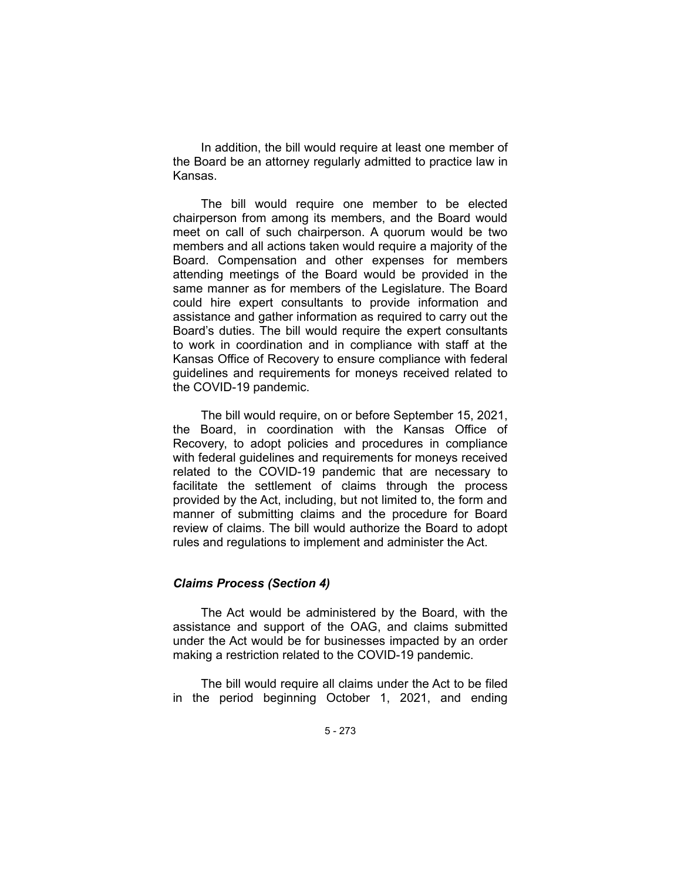In addition, the bill would require at least one member of the Board be an attorney regularly admitted to practice law in Kansas.

The bill would require one member to be elected chairperson from among its members, and the Board would meet on call of such chairperson. A quorum would be two members and all actions taken would require a majority of the Board. Compensation and other expenses for members attending meetings of the Board would be provided in the same manner as for members of the Legislature. The Board could hire expert consultants to provide information and assistance and gather information as required to carry out the Board's duties. The bill would require the expert consultants to work in coordination and in compliance with staff at the Kansas Office of Recovery to ensure compliance with federal guidelines and requirements for moneys received related to the COVID-19 pandemic.

The bill would require, on or before September 15, 2021, the Board, in coordination with the Kansas Office of Recovery, to adopt policies and procedures in compliance with federal guidelines and requirements for moneys received related to the COVID-19 pandemic that are necessary to facilitate the settlement of claims through the process provided by the Act, including, but not limited to, the form and manner of submitting claims and the procedure for Board review of claims. The bill would authorize the Board to adopt rules and regulations to implement and administer the Act.

### *Claims Process (Section 4)*

The Act would be administered by the Board, with the assistance and support of the OAG, and claims submitted under the Act would be for businesses impacted by an order making a restriction related to the COVID-19 pandemic.

The bill would require all claims under the Act to be filed in the period beginning October 1, 2021, and ending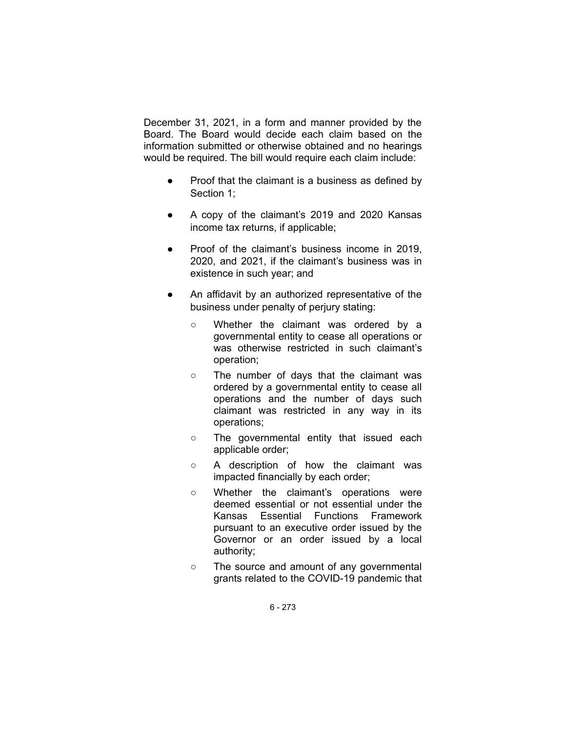December 31, 2021, in a form and manner provided by the Board. The Board would decide each claim based on the information submitted or otherwise obtained and no hearings would be required. The bill would require each claim include:

- Proof that the claimant is a business as defined by Section 1;
- A copy of the claimant's 2019 and 2020 Kansas income tax returns, if applicable;
- Proof of the claimant's business income in 2019, 2020, and 2021, if the claimant's business was in existence in such year; and
- An affidavit by an authorized representative of the business under penalty of perjury stating:
  - Whether the claimant was ordered by a governmental entity to cease all operations or was otherwise restricted in such claimant's operation;
  - The number of days that the claimant was ordered by a governmental entity to cease all operations and the number of days such claimant was restricted in any way in its operations;
  - The governmental entity that issued each applicable order;
  - A description of how the claimant was impacted financially by each order;
  - Whether the claimant's operations were deemed essential or not essential under the Kansas Essential Functions Framework pursuant to an executive order issued by the Governor or an order issued by a local authority;
  - The source and amount of any governmental grants related to the COVID-19 pandemic that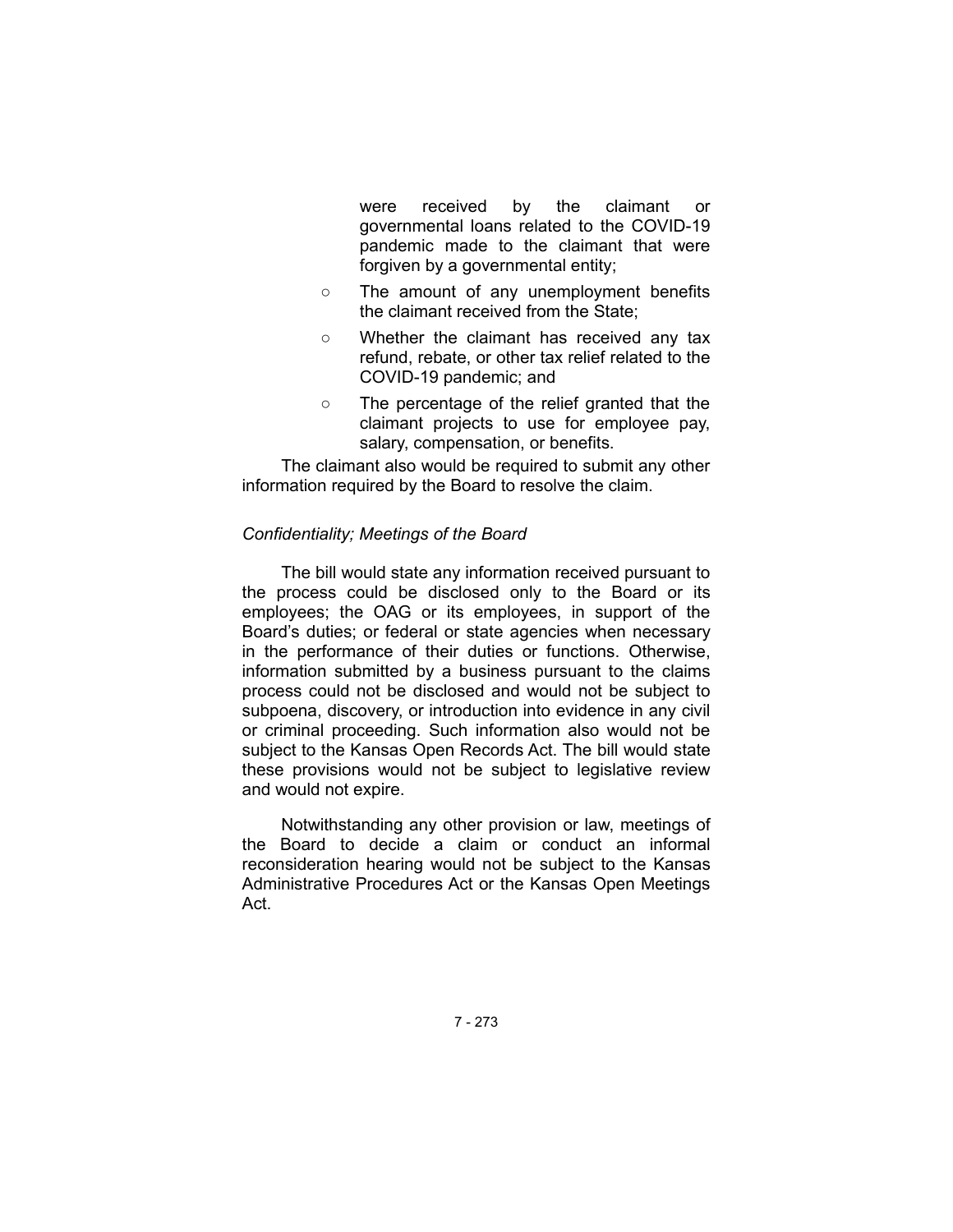were received by the claimant or governmental loans related to the COVID-19 pandemic made to the claimant that were forgiven by a governmental entity;

- The amount of any unemployment benefits the claimant received from the State;
- Whether the claimant has received any tax refund, rebate, or other tax relief related to the COVID-19 pandemic; and
- The percentage of the relief granted that the claimant projects to use for employee pay, salary, compensation, or benefits.

The claimant also would be required to submit any other information required by the Board to resolve the claim.

*Confidentiality; Meetings of the Board*

The bill would state any information received pursuant to the process could be disclosed only to the Board or its employees; the OAG or its employees, in support of the Board's duties; or federal or state agencies when necessary in the performance of their duties or functions. Otherwise, information submitted by a business pursuant to the claims process could not be disclosed and would not be subject to subpoena, discovery, or introduction into evidence in any civil or criminal proceeding. Such information also would not be subject to the Kansas Open Records Act. The bill would state these provisions would not be subject to legislative review and would not expire.

Notwithstanding any other provision or law, meetings of the Board to decide a claim or conduct an informal reconsideration hearing would not be subject to the Kansas Administrative Procedures Act or the Kansas Open Meetings Act.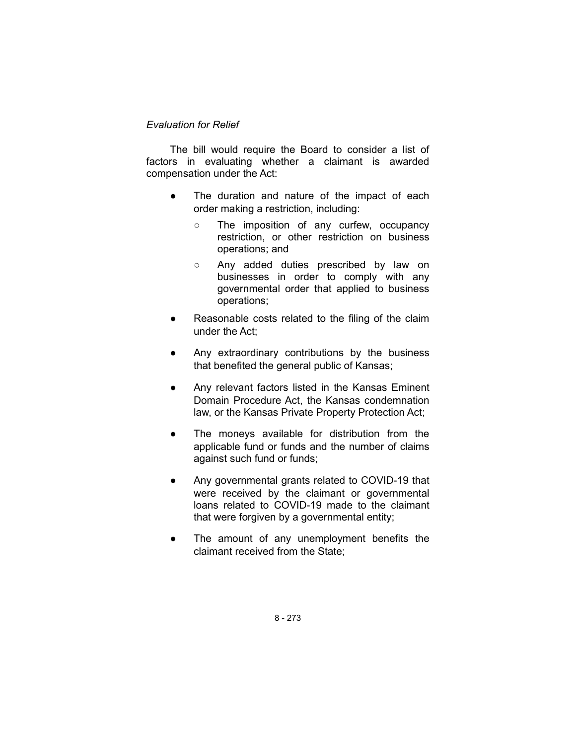*Evaluation for Relief*

The bill would require the Board to consider a list of factors in evaluating whether a claimant is awarded compensation under the Act:

- The duration and nature of the impact of each order making a restriction, including:
  - The imposition of any curfew, occupancy restriction, or other restriction on business operations; and
  - Any added duties prescribed by law on businesses in order to comply with any governmental order that applied to business operations;
- Reasonable costs related to the filing of the claim under the Act;
- Any extraordinary contributions by the business that benefited the general public of Kansas;
- Any relevant factors listed in the Kansas Eminent Domain Procedure Act, the Kansas condemnation law, or the Kansas Private Property Protection Act;
- The moneys available for distribution from the applicable fund or funds and the number of claims against such fund or funds;
- Any governmental grants related to COVID-19 that were received by the claimant or governmental loans related to COVID-19 made to the claimant that were forgiven by a governmental entity;
- The amount of any unemployment benefits the claimant received from the State;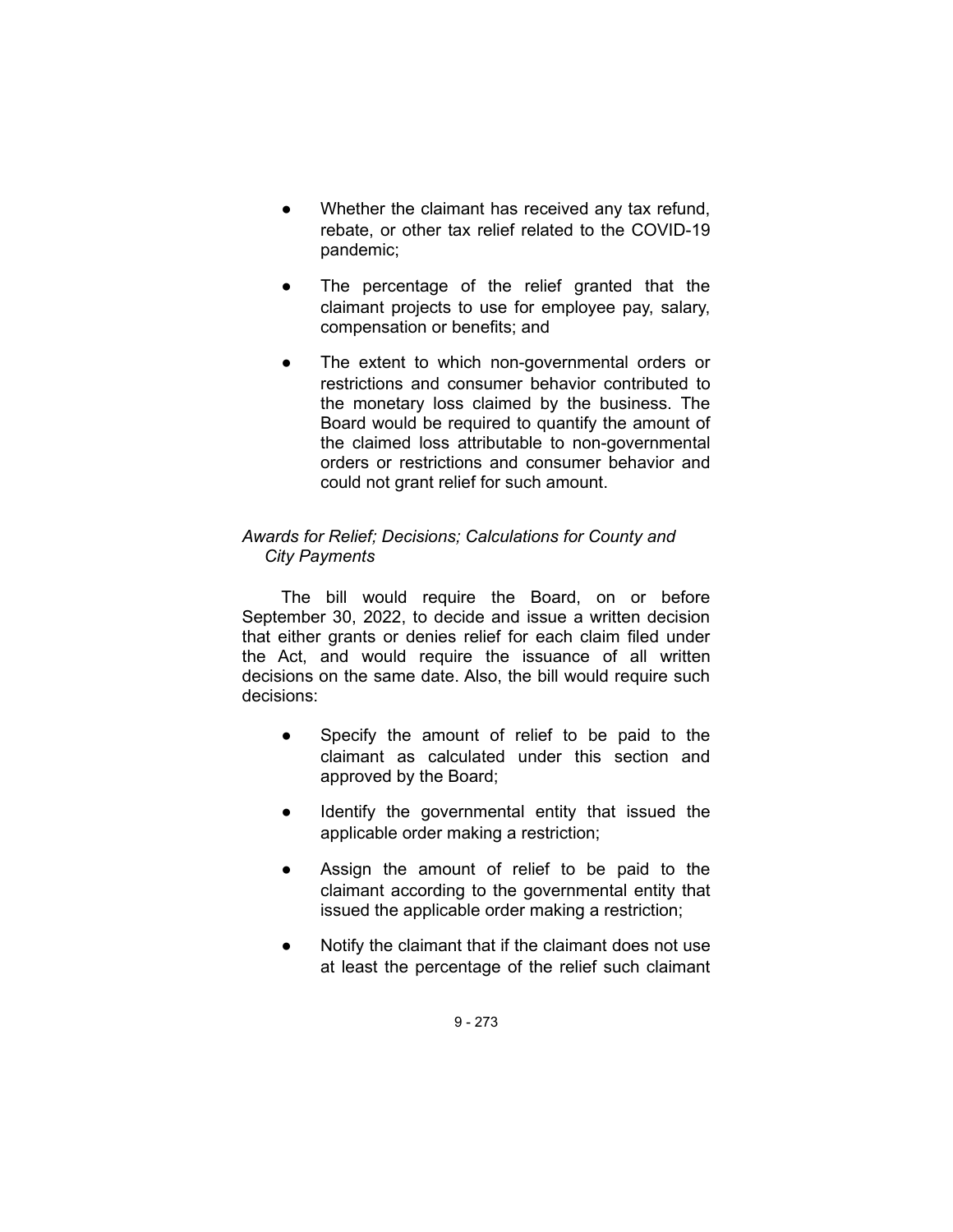- Whether the claimant has received any tax refund, rebate, or other tax relief related to the COVID-19 pandemic;

- The percentage of the relief granted that the claimant projects to use for employee pay, salary, compensation or benefits; and

- The extent to which non-governmental orders or restrictions and consumer behavior contributed to the monetary loss claimed by the business. The Board would be required to quantify the amount of the claimed loss attributable to non-governmental orders or restrictions and consumer behavior and could not grant relief for such amount.

*Awards for Relief; Decisions; Calculations for County and City Payments*

The bill would require the Board, on or before September 30, 2022, to decide and issue a written decision that either grants or denies relief for each claim filed under the Act, and would require the issuance of all written decisions on the same date. Also, the bill would require such decisions:

- Specify the amount of relief to be paid to the claimant as calculated under this section and approved by the Board;

- Identify the governmental entity that issued the applicable order making a restriction;

- Assign the amount of relief to be paid to the claimant according to the governmental entity that issued the applicable order making a restriction;

- Notify the claimant that if the claimant does not use at least the percentage of the relief such claimant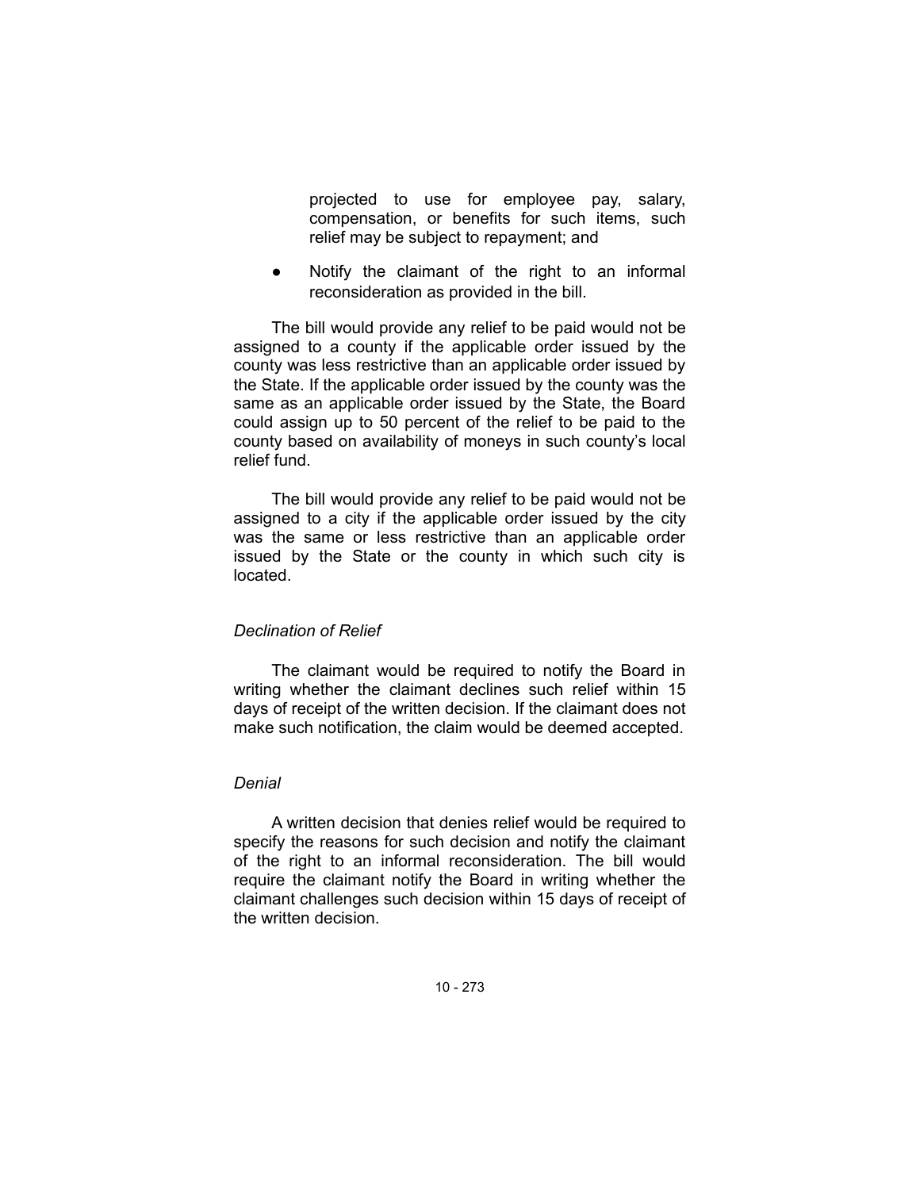projected to use for employee pay, salary, compensation, or benefits for such items, such relief may be subject to repayment; and

- Notify the claimant of the right to an informal reconsideration as provided in the bill.

The bill would provide any relief to be paid would not be assigned to a county if the applicable order issued by the county was less restrictive than an applicable order issued by the State. If the applicable order issued by the county was the same as an applicable order issued by the State, the Board could assign up to 50 percent of the relief to be paid to the county based on availability of moneys in such county's local relief fund.

The bill would provide any relief to be paid would not be assigned to a city if the applicable order issued by the city was the same or less restrictive than an applicable order issued by the State or the county in which such city is located.

*Declination of Relief*

The claimant would be required to notify the Board in writing whether the claimant declines such relief within 15 days of receipt of the written decision. If the claimant does not make such notification, the claim would be deemed accepted.

*Denial*

A written decision that denies relief would be required to specify the reasons for such decision and notify the claimant of the right to an informal reconsideration. The bill would require the claimant notify the Board in writing whether the claimant challenges such decision within 15 days of receipt of the written decision.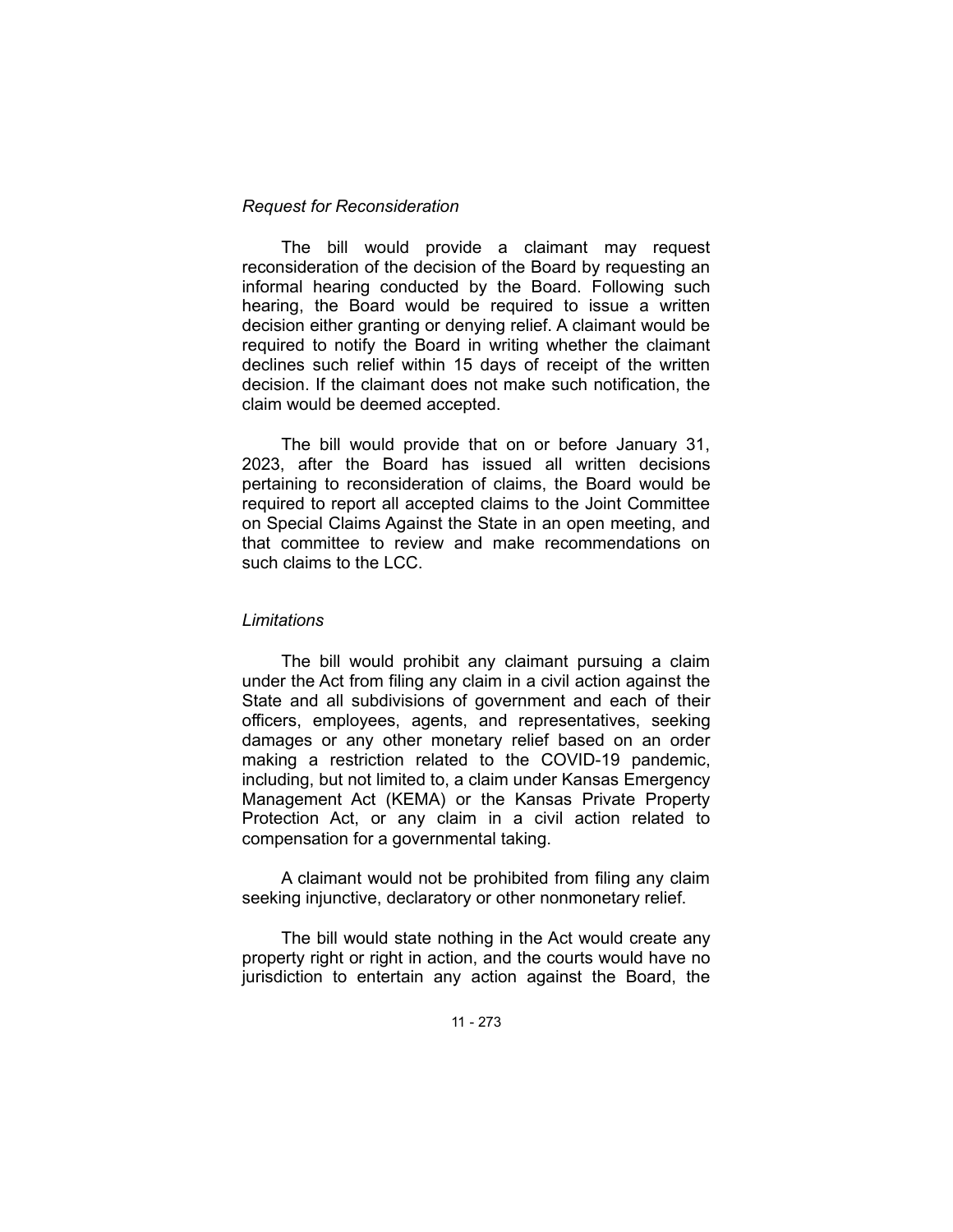*Request for Reconsideration*

The bill would provide a claimant may request reconsideration of the decision of the Board by requesting an informal hearing conducted by the Board. Following such hearing, the Board would be required to issue a written decision either granting or denying relief. A claimant would be required to notify the Board in writing whether the claimant declines such relief within 15 days of receipt of the written decision. If the claimant does not make such notification, the claim would be deemed accepted.

The bill would provide that on or before January 31, 2023, after the Board has issued all written decisions pertaining to reconsideration of claims, the Board would be required to report all accepted claims to the Joint Committee on Special Claims Against the State in an open meeting, and that committee to review and make recommendations on such claims to the LCC.

*Limitations*

The bill would prohibit any claimant pursuing a claim under the Act from filing any claim in a civil action against the State and all subdivisions of government and each of their officers, employees, agents, and representatives, seeking damages or any other monetary relief based on an order making a restriction related to the COVID-19 pandemic, including, but not limited to, a claim under Kansas Emergency Management Act (KEMA) or the Kansas Private Property Protection Act, or any claim in a civil action related to compensation for a governmental taking.

A claimant would not be prohibited from filing any claim seeking injunctive, declaratory or other nonmonetary relief.

The bill would state nothing in the Act would create any property right or right in action, and the courts would have no jurisdiction to entertain any action against the Board, the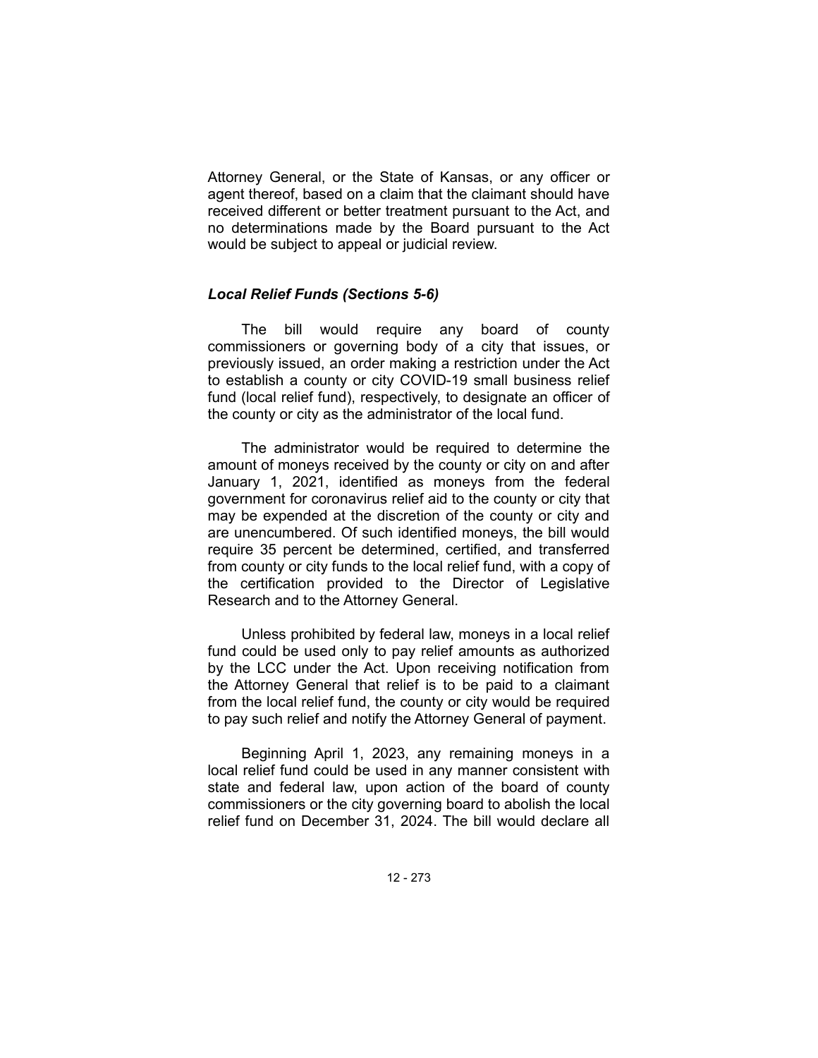Attorney General, or the State of Kansas, or any officer or agent thereof, based on a claim that the claimant should have received different or better treatment pursuant to the Act, and no determinations made by the Board pursuant to the Act would be subject to appeal or judicial review.

### *Local Relief Funds (Sections 5-6)*

The bill would require any board of county commissioners or governing body of a city that issues, or previously issued, an order making a restriction under the Act to establish a county or city COVID-19 small business relief fund (local relief fund), respectively, to designate an officer of the county or city as the administrator of the local fund.

The administrator would be required to determine the amount of moneys received by the county or city on and after January 1, 2021, identified as moneys from the federal government for coronavirus relief aid to the county or city that may be expended at the discretion of the county or city and are unencumbered. Of such identified moneys, the bill would require 35 percent be determined, certified, and transferred from county or city funds to the local relief fund, with a copy of the certification provided to the Director of Legislative Research and to the Attorney General.

Unless prohibited by federal law, moneys in a local relief fund could be used only to pay relief amounts as authorized by the LCC under the Act. Upon receiving notification from the Attorney General that relief is to be paid to a claimant from the local relief fund, the county or city would be required to pay such relief and notify the Attorney General of payment.

Beginning April 1, 2023, any remaining moneys in a local relief fund could be used in any manner consistent with state and federal law, upon action of the board of county commissioners or the city governing board to abolish the local relief fund on December 31, 2024. The bill would declare all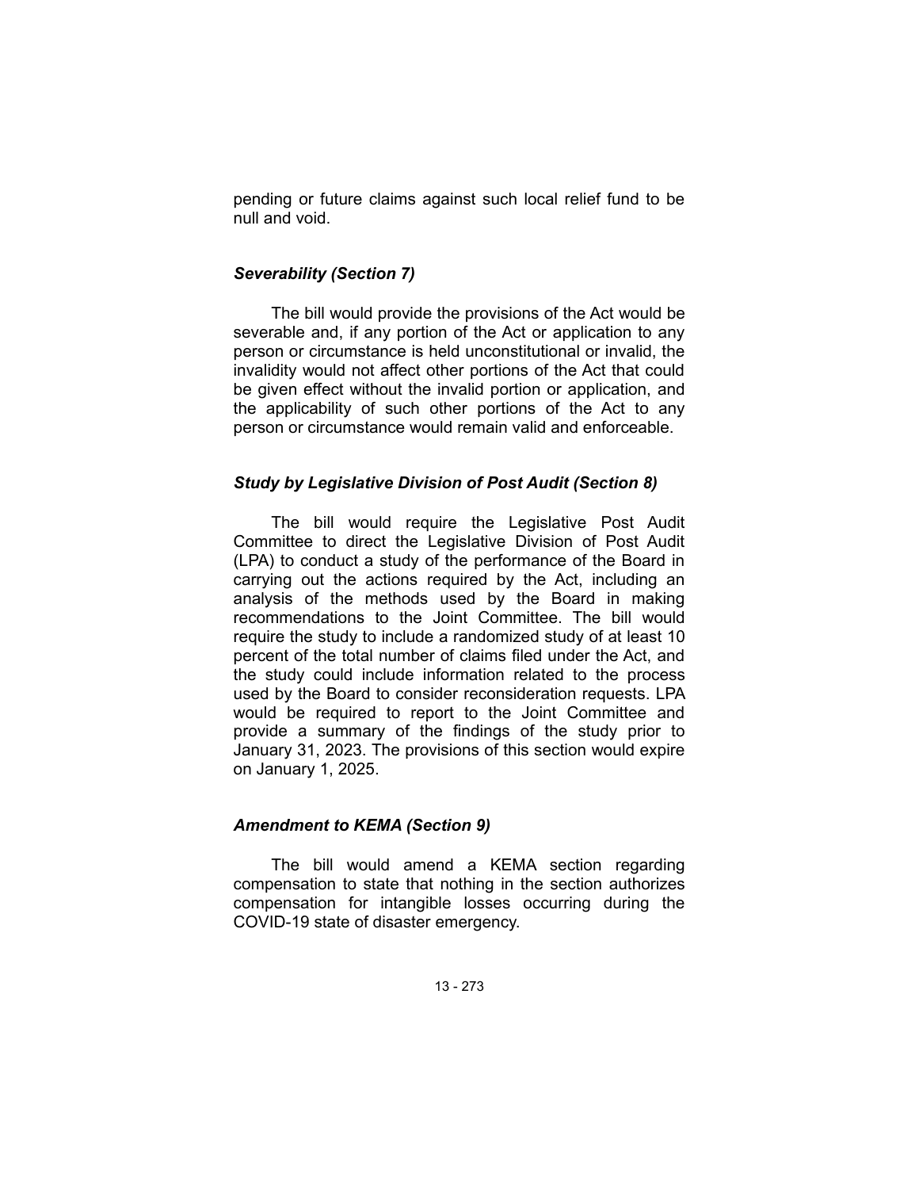pending or future claims against such local relief fund to be null and void.

### *Severability (Section 7)*

The bill would provide the provisions of the Act would be severable and, if any portion of the Act or application to any person or circumstance is held unconstitutional or invalid, the invalidity would not affect other portions of the Act that could be given effect without the invalid portion or application, and the applicability of such other portions of the Act to any person or circumstance would remain valid and enforceable.

### *Study by Legislative Division of Post Audit (Section 8)*

The bill would require the Legislative Post Audit Committee to direct the Legislative Division of Post Audit (LPA) to conduct a study of the performance of the Board in carrying out the actions required by the Act, including an analysis of the methods used by the Board in making recommendations to the Joint Committee. The bill would require the study to include a randomized study of at least 10 percent of the total number of claims filed under the Act, and the study could include information related to the process used by the Board to consider reconsideration requests. LPA would be required to report to the Joint Committee and provide a summary of the findings of the study prior to January 31, 2023. The provisions of this section would expire on January 1, 2025.

### *Amendment to KEMA (Section 9)*

The bill would amend a KEMA section regarding compensation to state that nothing in the section authorizes compensation for intangible losses occurring during the COVID-19 state of disaster emergency.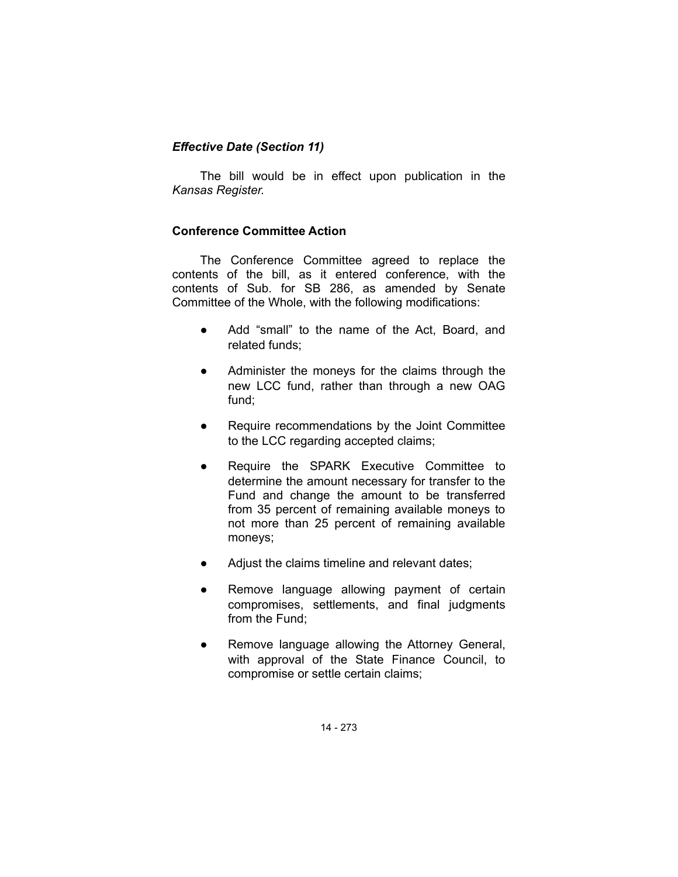*Effective Date (Section 11)*

The bill would be in effect upon publication in the *Kansas Register.*

**Conference Committee Action**

The Conference Committee agreed to replace the contents of the bill, as it entered conference, with the contents of Sub. for SB 286, as amended by Senate Committee of the Whole, with the following modifications:

- Add "small" to the name of the Act, Board, and related funds;
- Administer the moneys for the claims through the new LCC fund, rather than through a new OAG fund;
- Require recommendations by the Joint Committee to the LCC regarding accepted claims;
- Require the SPARK Executive Committee to determine the amount necessary for transfer to the Fund and change the amount to be transferred from 35 percent of remaining available moneys to not more than 25 percent of remaining available moneys;
- Adjust the claims timeline and relevant dates;
- Remove language allowing payment of certain compromises, settlements, and final judgments from the Fund;
- Remove language allowing the Attorney General, with approval of the State Finance Council, to compromise or settle certain claims;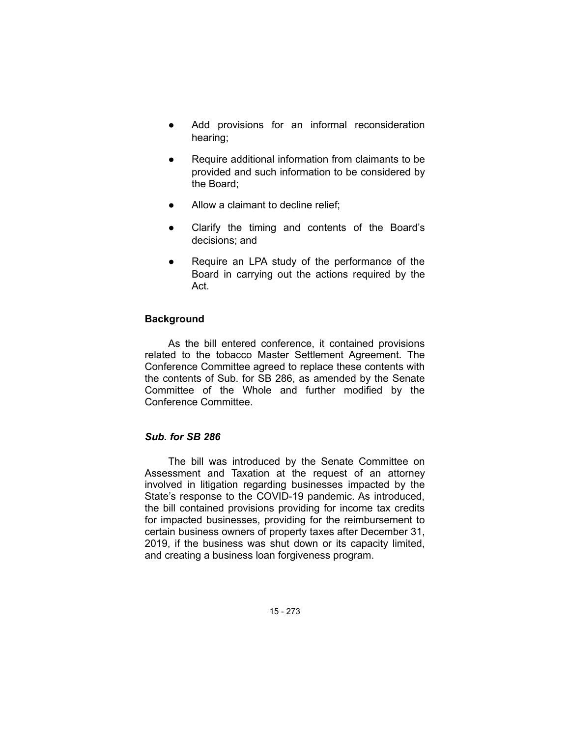- Add provisions for an informal reconsideration hearing;
- Require additional information from claimants to be provided and such information to be considered by the Board;
- Allow a claimant to decline relief;
- Clarify the timing and contents of the Board's decisions; and
- Require an LPA study of the performance of the Board in carrying out the actions required by the Act.

**Background**

As the bill entered conference, it contained provisions related to the tobacco Master Settlement Agreement. The Conference Committee agreed to replace these contents with the contents of Sub. for SB 286, as amended by the Senate Committee of the Whole and further modified by the Conference Committee.

***Sub. for SB 286***

The bill was introduced by the Senate Committee on Assessment and Taxation at the request of an attorney involved in litigation regarding businesses impacted by the State's response to the COVID-19 pandemic. As introduced, the bill contained provisions providing for income tax credits for impacted businesses, providing for the reimbursement to certain business owners of property taxes after December 31, 2019, if the business was shut down or its capacity limited, and creating a business loan forgiveness program.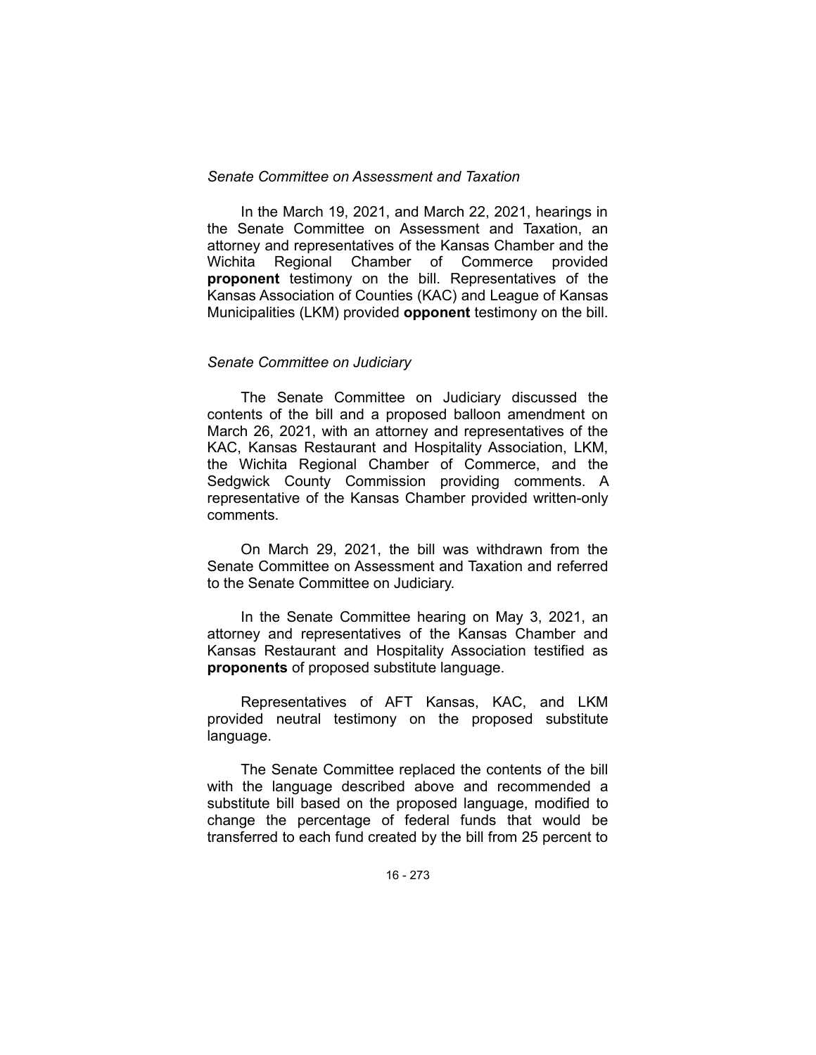*Senate Committee on Assessment and Taxation*

In the March 19, 2021, and March 22, 2021, hearings in the Senate Committee on Assessment and Taxation, an attorney and representatives of the Kansas Chamber and the Wichita Regional Chamber of Commerce provided **proponent** testimony on the bill. Representatives of the Kansas Association of Counties (KAC) and League of Kansas Municipalities (LKM) provided **opponent** testimony on the bill.

*Senate Committee on Judiciary*

The Senate Committee on Judiciary discussed the contents of the bill and a proposed balloon amendment on March 26, 2021, with an attorney and representatives of the KAC, Kansas Restaurant and Hospitality Association, LKM, the Wichita Regional Chamber of Commerce, and the Sedgwick County Commission providing comments. A representative of the Kansas Chamber provided written-only comments.

On March 29, 2021, the bill was withdrawn from the Senate Committee on Assessment and Taxation and referred to the Senate Committee on Judiciary.

In the Senate Committee hearing on May 3, 2021, an attorney and representatives of the Kansas Chamber and Kansas Restaurant and Hospitality Association testified as **proponents** of proposed substitute language.

Representatives of AFT Kansas, KAC, and LKM provided neutral testimony on the proposed substitute language.

The Senate Committee replaced the contents of the bill with the language described above and recommended a substitute bill based on the proposed language, modified to change the percentage of federal funds that would be transferred to each fund created by the bill from 25 percent to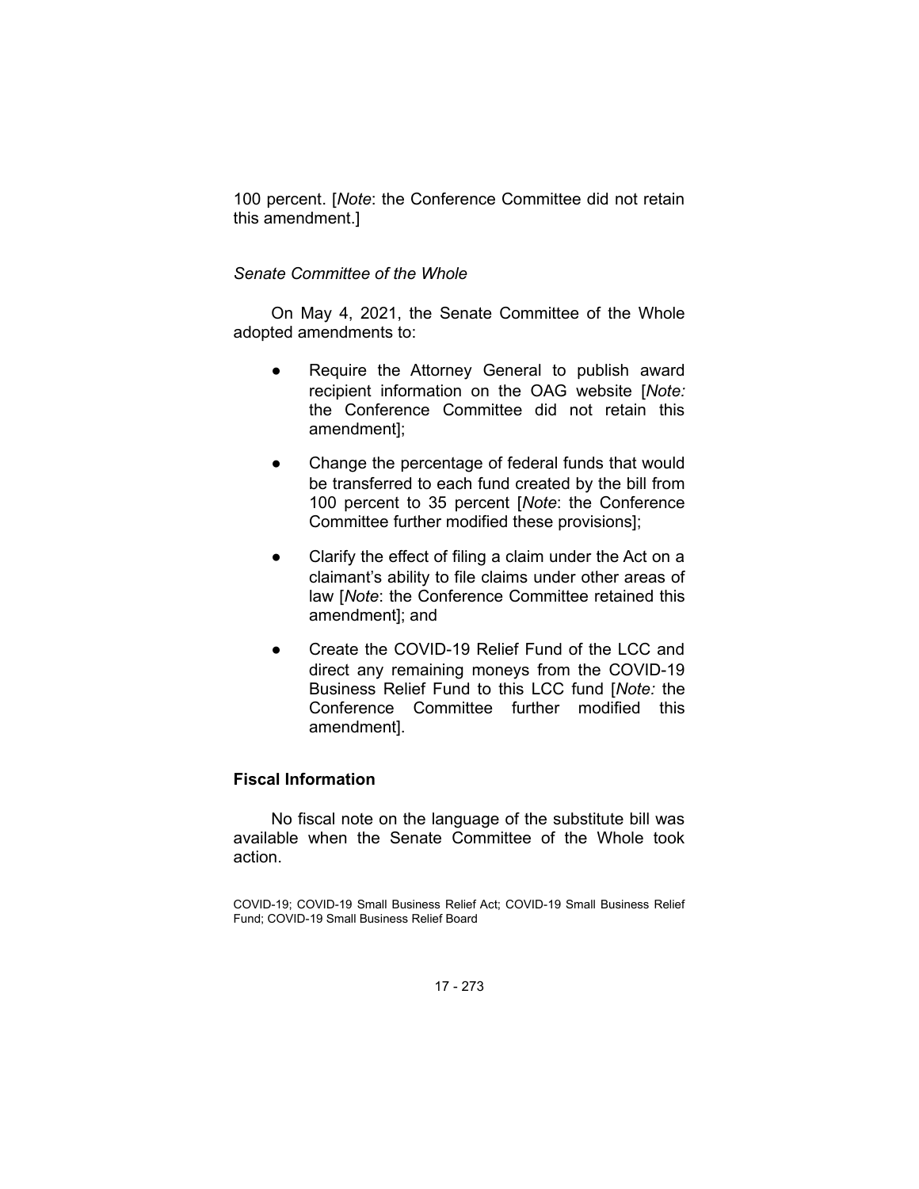100 percent. [*Note*: the Conference Committee did not retain this amendment.]

*Senate Committee of the Whole*

On May 4, 2021, the Senate Committee of the Whole adopted amendments to:

- Require the Attorney General to publish award recipient information on the OAG website [*Note:* the Conference Committee did not retain this amendment];
- Change the percentage of federal funds that would be transferred to each fund created by the bill from 100 percent to 35 percent [*Note*: the Conference Committee further modified these provisions];
- Clarify the effect of filing a claim under the Act on a claimant's ability to file claims under other areas of law [*Note*: the Conference Committee retained this amendment]; and
- Create the COVID-19 Relief Fund of the LCC and direct any remaining moneys from the COVID-19 Business Relief Fund to this LCC fund [*Note:* the Conference Committee further modified this amendment].

**Fiscal Information**

No fiscal note on the language of the substitute bill was available when the Senate Committee of the Whole took action.

COVID-19; COVID-19 Small Business Relief Act; COVID-19 Small Business Relief Fund; COVID-19 Small Business Relief Board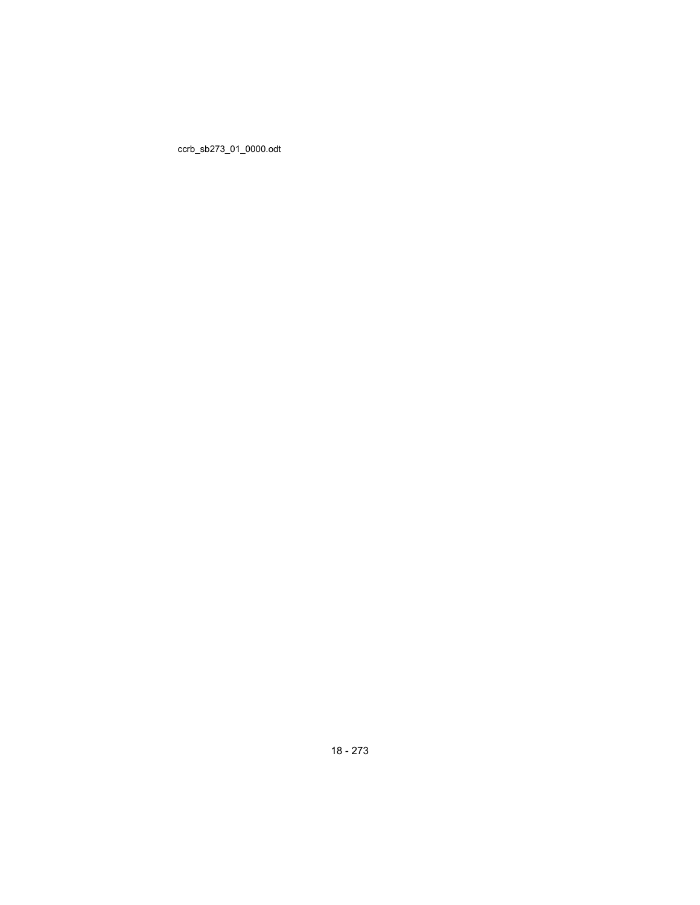ccrb_sb273_01_0000.odt